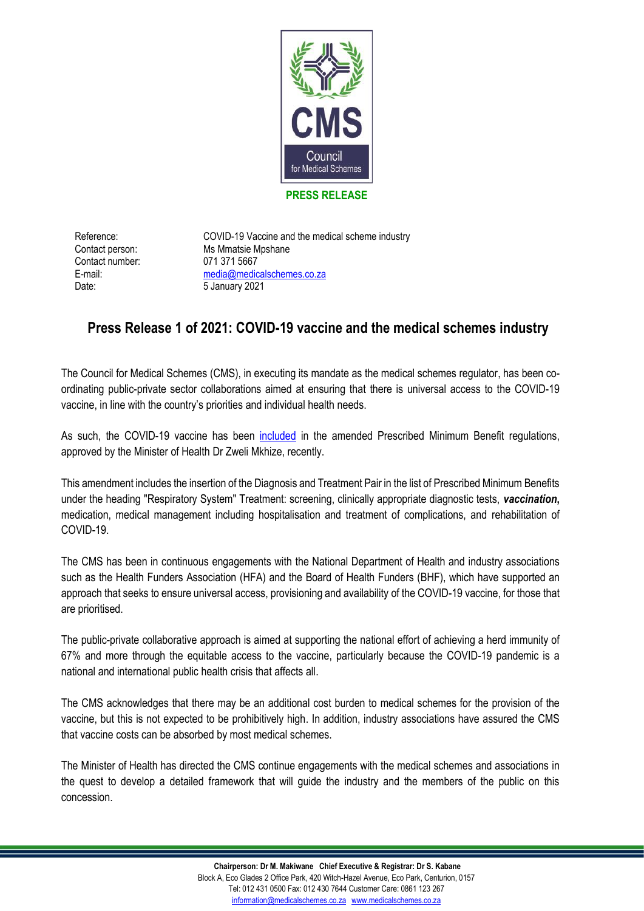CMS

Council for Medical Schemes

**PRESS RELEASE**

| | |
|---|---|
| Reference: | COVID-19 Vaccine and the medical scheme industry |
| Contact person: | Ms Mmatsie Mpshane |
| Contact number: | 071 371 5667 |
| E-mail: | media@medicalschemes.co.za |
| Date: | 5 January 2021 |

## Press Release 1 of 2021: COVID-19 vaccine and the medical schemes industry

The Council for Medical Schemes (CMS), in executing its mandate as the medical schemes regulator, has been co-ordinating public-private sector collaborations aimed at ensuring that there is universal access to the COVID-19 vaccine, in line with the country's priorities and individual health needs.

As such, the COVID-19 vaccine has been included in the amended Prescribed Minimum Benefit regulations, approved by the Minister of Health Dr Zweli Mkhize, recently.

This amendment includes the insertion of the Diagnosis and Treatment Pair in the list of Prescribed Minimum Benefits under the heading "Respiratory System" Treatment: screening, clinically appropriate diagnostic tests, ***vaccination*,** medication, medical management including hospitalisation and treatment of complications, and rehabilitation of COVID-19.

The CMS has been in continuous engagements with the National Department of Health and industry associations such as the Health Funders Association (HFA) and the Board of Health Funders (BHF), which have supported an approach that seeks to ensure universal access, provisioning and availability of the COVID-19 vaccine, for those that are prioritised.

The public-private collaborative approach is aimed at supporting the national effort of achieving a herd immunity of 67% and more through the equitable access to the vaccine, particularly because the COVID-19 pandemic is a national and international public health crisis that affects all.

The CMS acknowledges that there may be an additional cost burden to medical schemes for the provision of the vaccine, but this is not expected to be prohibitively high. In addition, industry associations have assured the CMS that vaccine costs can be absorbed by most medical schemes.

The Minister of Health has directed the CMS continue engagements with the medical schemes and associations in the quest to develop a detailed framework that will guide the industry and the members of the public on this concession.

**Chairperson: Dr M. Makiwane Chief Executive & Registrar: Dr S. Kabane**
Block A, Eco Glades 2 Office Park, 420 Witch-Hazel Avenue, Eco Park, Centurion, 0157
Tel: 012 431 0500 Fax: 012 430 7644 Customer Care: 0861 123 267
information@medicalschemes.co.za www.medicalschemes.co.za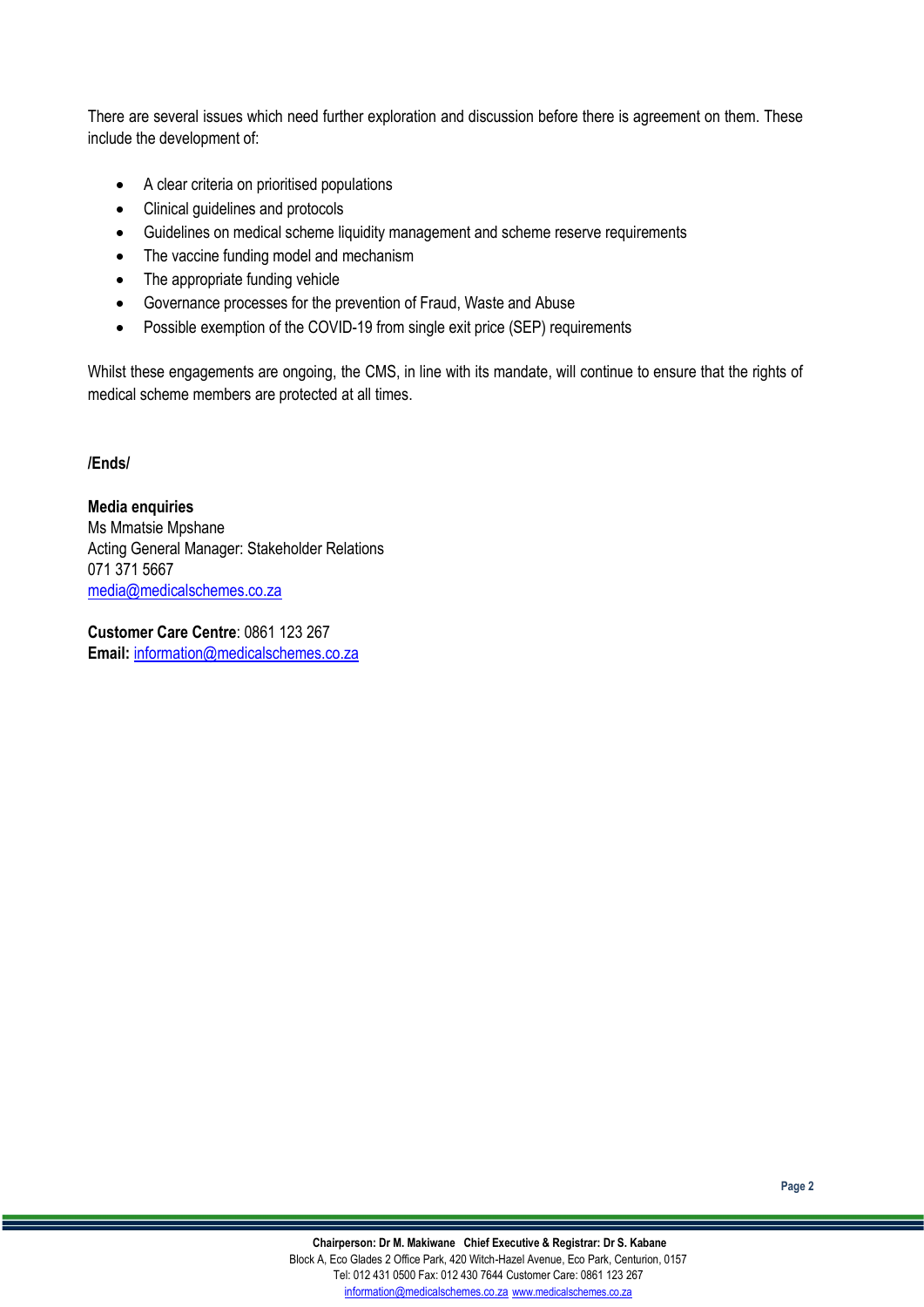There are several issues which need further exploration and discussion before there is agreement on them. These include the development of:

- A clear criteria on prioritised populations
- Clinical guidelines and protocols
- Guidelines on medical scheme liquidity management and scheme reserve requirements
- The vaccine funding model and mechanism
- The appropriate funding vehicle
- Governance processes for the prevention of Fraud, Waste and Abuse
- Possible exemption of the COVID-19 from single exit price (SEP) requirements

Whilst these engagements are ongoing, the CMS, in line with its mandate, will continue to ensure that the rights of medical scheme members are protected at all times.

**/Ends/**

**Media enquiries**
Ms Mmatsie Mpshane
Acting General Manager: Stakeholder Relations
071 371 5667
media@medicalschemes.co.za

**Customer Care Centre**: 0861 123 267
**Email:** information@medicalschemes.co.za